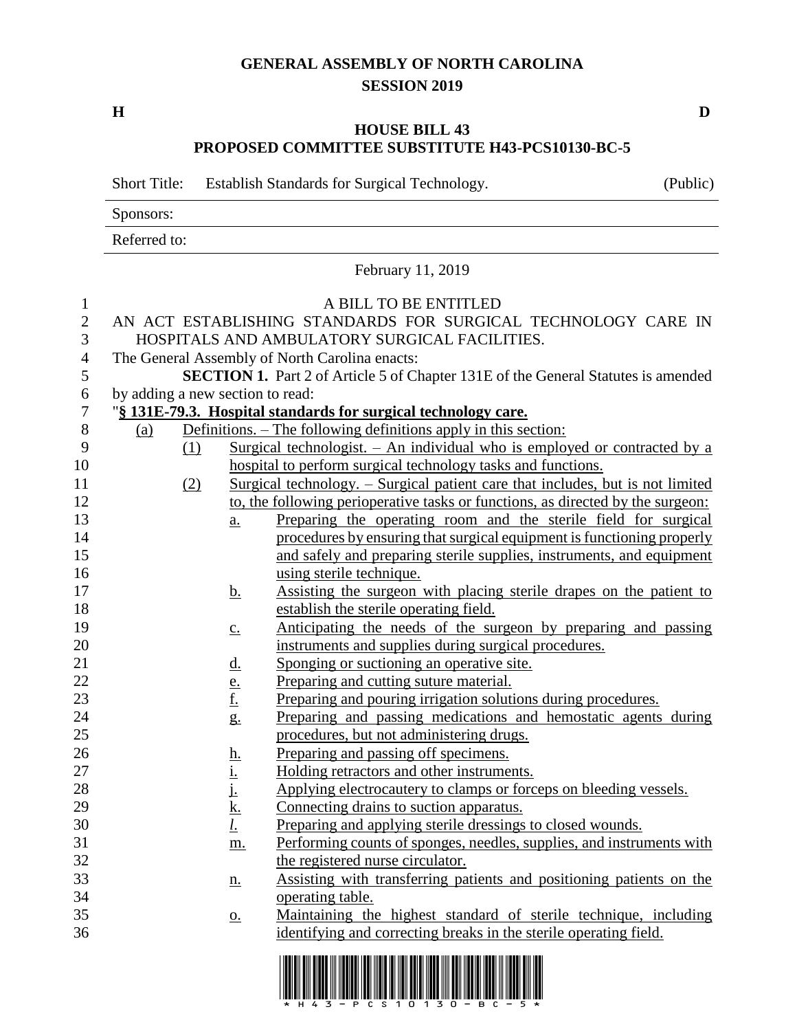# GENERAL ASSEMBLY OF NORTH CAROLINA
## SESSION 2019

**H** **D**

## HOUSE BILL 43
## PROPOSED COMMITTEE SUBSTITUTE H43-PCS10130-BC-5

Short Title: Establish Standards for Surgical Technology. (Public)

Sponsors:

Referred to:

February 11, 2019

A BILL TO BE ENTITLED

AN ACT ESTABLISHING STANDARDS FOR SURGICAL TECHNOLOGY CARE IN HOSPITALS AND AMBULATORY SURGICAL FACILITIES.

The General Assembly of North Carolina enacts:

**SECTION 1.** Part 2 of Article 5 of Chapter 131E of the General Statutes is amended by adding a new section to read:

"**§ 131E-79.3. Hospital standards for surgical technology care.**

(a) Definitions. – The following definitions apply in this section:

(1) Surgical technologist. – An individual who is employed or contracted by a hospital to perform surgical technology tasks and functions.

(2) Surgical technology. – Surgical patient care that includes, but is not limited to, the following perioperative tasks or functions, as directed by the surgeon:

a. Preparing the operating room and the sterile field for surgical procedures by ensuring that surgical equipment is functioning properly and safely and preparing sterile supplies, instruments, and equipment using sterile technique.

b. Assisting the surgeon with placing sterile drapes on the patient to establish the sterile operating field.

c. Anticipating the needs of the surgeon by preparing and passing instruments and supplies during surgical procedures.

d. Sponging or suctioning an operative site.

e. Preparing and cutting suture material.

f. Preparing and pouring irrigation solutions during procedures.

g. Preparing and passing medications and hemostatic agents during procedures, but not administering drugs.

h. Preparing and passing off specimens.

i. Holding retractors and other instruments.

j. Applying electrocautery to clamps or forceps on bleeding vessels.

k. Connecting drains to suction apparatus.

*l.* Preparing and applying sterile dressings to closed wounds.

m. Performing counts of sponges, needles, supplies, and instruments with the registered nurse circulator.

n. Assisting with transferring patients and positioning patients on the operating table.

o. Maintaining the highest standard of sterile technique, including identifying and correcting breaks in the sterile operating field.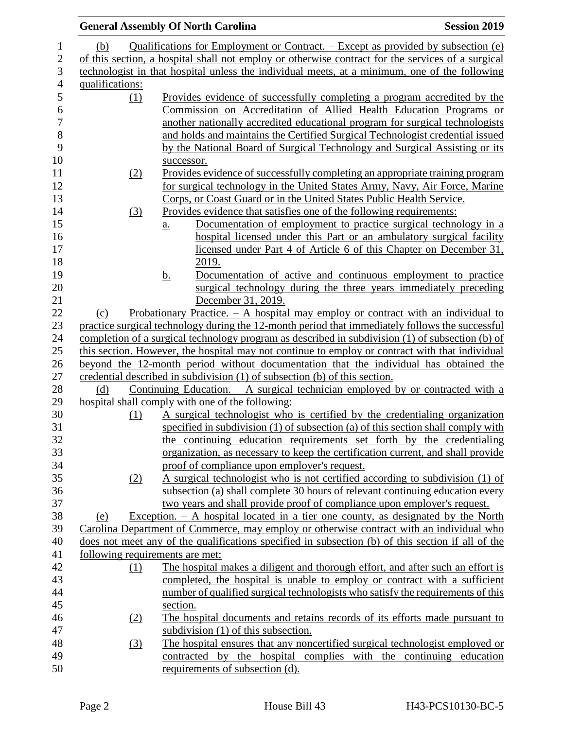(b) Qualifications for Employment or Contract. – Except as provided by subsection (e) of this section, a hospital shall not employ or otherwise contract for the services of a surgical technologist in that hospital unless the individual meets, at a minimum, one of the following qualifications:

(1) Provides evidence of successfully completing a program accredited by the Commission on Accreditation of Allied Health Education Programs or another nationally accredited educational program for surgical technologists and holds and maintains the Certified Surgical Technologist credential issued by the National Board of Surgical Technology and Surgical Assisting or its successor.

(2) Provides evidence of successfully completing an appropriate training program for surgical technology in the United States Army, Navy, Air Force, Marine Corps, or Coast Guard or in the United States Public Health Service.

(3) Provides evidence that satisfies one of the following requirements:

a. Documentation of employment to practice surgical technology in a hospital licensed under this Part or an ambulatory surgical facility licensed under Part 4 of Article 6 of this Chapter on December 31, 2019.

b. Documentation of active and continuous employment to practice surgical technology during the three years immediately preceding December 31, 2019.

(c) Probationary Practice. – A hospital may employ or contract with an individual to practice surgical technology during the 12-month period that immediately follows the successful completion of a surgical technology program as described in subdivision (1) of subsection (b) of this section. However, the hospital may not continue to employ or contract with that individual beyond the 12-month period without documentation that the individual has obtained the credential described in subdivision (1) of subsection (b) of this section.

(d) Continuing Education. – A surgical technician employed by or contracted with a hospital shall comply with one of the following:

(1) A surgical technologist who is certified by the credentialing organization specified in subdivision (1) of subsection (a) of this section shall comply with the continuing education requirements set forth by the credentialing organization, as necessary to keep the certification current, and shall provide proof of compliance upon employer's request.

(2) A surgical technologist who is not certified according to subdivision (1) of subsection (a) shall complete 30 hours of relevant continuing education every two years and shall provide proof of compliance upon employer's request.

(e) Exception. – A hospital located in a tier one county, as designated by the North Carolina Department of Commerce, may employ or otherwise contract with an individual who does not meet any of the qualifications specified in subsection (b) of this section if all of the following requirements are met:

(1) The hospital makes a diligent and thorough effort, and after such an effort is completed, the hospital is unable to employ or contract with a sufficient number of qualified surgical technologists who satisfy the requirements of this section.

(2) The hospital documents and retains records of its efforts made pursuant to subdivision (1) of this subsection.

(3) The hospital ensures that any noncertified surgical technologist employed or contracted by the hospital complies with the continuing education requirements of subsection (d).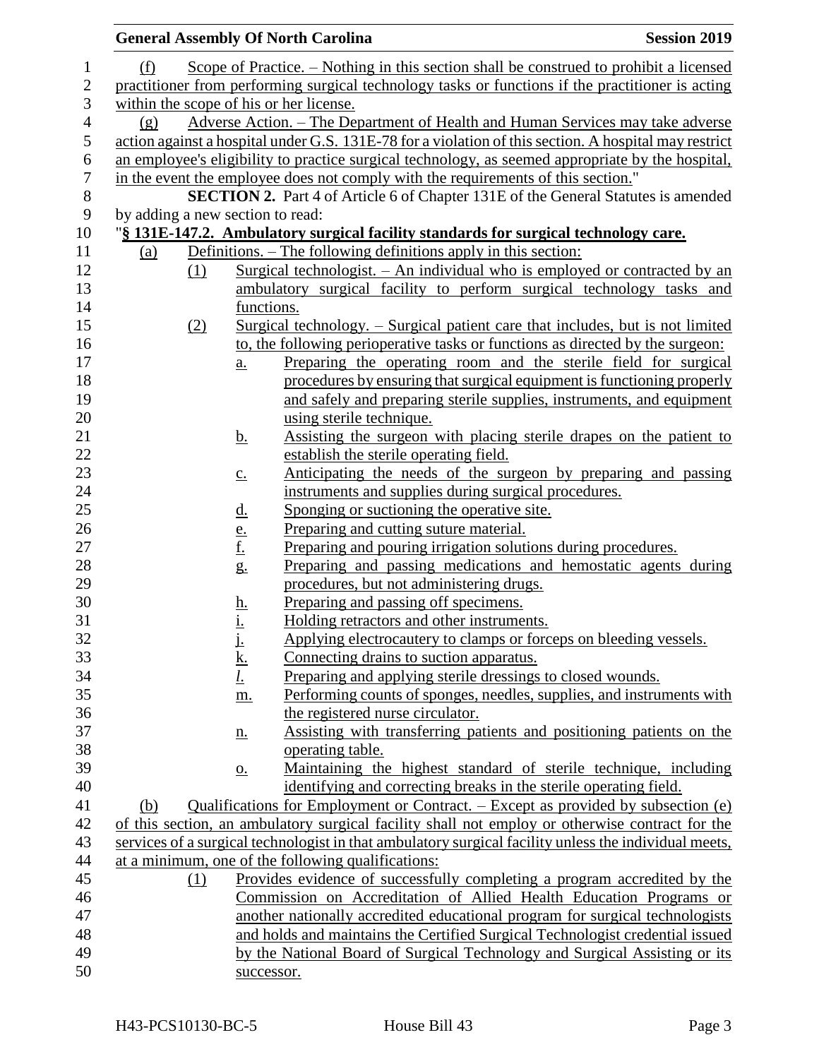(f) Scope of Practice. – Nothing in this section shall be construed to prohibit a licensed practitioner from performing surgical technology tasks or functions if the practitioner is acting within the scope of his or her license.

(g) Adverse Action. – The Department of Health and Human Services may take adverse action against a hospital under G.S. 131E-78 for a violation of this section. A hospital may restrict an employee's eligibility to practice surgical technology, as seemed appropriate by the hospital, in the event the employee does not comply with the requirements of this section."

**SECTION 2.** Part 4 of Article 6 of Chapter 131E of the General Statutes is amended by adding a new section to read:

"**§ 131E-147.2. Ambulatory surgical facility standards for surgical technology care.**

(a) Definitions. – The following definitions apply in this section:

(1) Surgical technologist. – An individual who is employed or contracted by an ambulatory surgical facility to perform surgical technology tasks and functions.

(2) Surgical technology. – Surgical patient care that includes, but is not limited to, the following perioperative tasks or functions as directed by the surgeon:

a. Preparing the operating room and the sterile field for surgical procedures by ensuring that surgical equipment is functioning properly and safely and preparing sterile supplies, instruments, and equipment using sterile technique.

b. Assisting the surgeon with placing sterile drapes on the patient to establish the sterile operating field.

c. Anticipating the needs of the surgeon by preparing and passing instruments and supplies during surgical procedures.

d. Sponging or suctioning the operative site.

e. Preparing and cutting suture material.

f. Preparing and pouring irrigation solutions during procedures.

g. Preparing and passing medications and hemostatic agents during procedures, but not administering drugs.

h. Preparing and passing off specimens.

i. Holding retractors and other instruments.

j. Applying electrocautery to clamps or forceps on bleeding vessels.

k. Connecting drains to suction apparatus.

*l.* Preparing and applying sterile dressings to closed wounds.

m. Performing counts of sponges, needles, supplies, and instruments with the registered nurse circulator.

n. Assisting with transferring patients and positioning patients on the operating table.

o. Maintaining the highest standard of sterile technique, including identifying and correcting breaks in the sterile operating field.

(b) Qualifications for Employment or Contract. – Except as provided by subsection (e) of this section, an ambulatory surgical facility shall not employ or otherwise contract for the services of a surgical technologist in that ambulatory surgical facility unless the individual meets, at a minimum, one of the following qualifications:

(1) Provides evidence of successfully completing a program accredited by the Commission on Accreditation of Allied Health Education Programs or another nationally accredited educational program for surgical technologists and holds and maintains the Certified Surgical Technologist credential issued by the National Board of Surgical Technology and Surgical Assisting or its successor.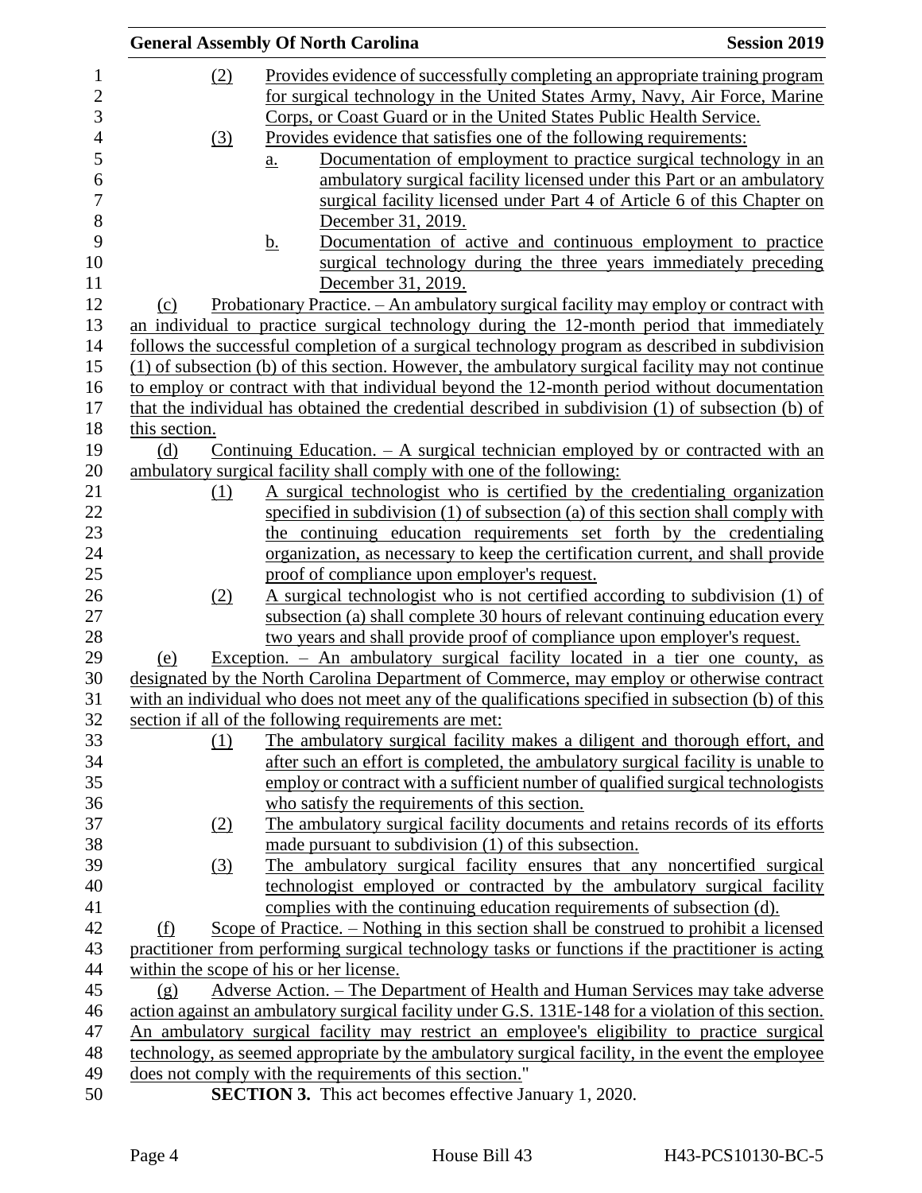(2) Provides evidence of successfully completing an appropriate training program for surgical technology in the United States Army, Navy, Air Force, Marine Corps, or Coast Guard or in the United States Public Health Service.

(3) Provides evidence that satisfies one of the following requirements:

a. Documentation of employment to practice surgical technology in an ambulatory surgical facility licensed under this Part or an ambulatory surgical facility licensed under Part 4 of Article 6 of this Chapter on December 31, 2019.

b. Documentation of active and continuous employment to practice surgical technology during the three years immediately preceding December 31, 2019.

(c) Probationary Practice. – An ambulatory surgical facility may employ or contract with an individual to practice surgical technology during the 12-month period that immediately follows the successful completion of a surgical technology program as described in subdivision (1) of subsection (b) of this section. However, the ambulatory surgical facility may not continue to employ or contract with that individual beyond the 12-month period without documentation that the individual has obtained the credential described in subdivision (1) of subsection (b) of this section.

(d) Continuing Education. – A surgical technician employed by or contracted with an ambulatory surgical facility shall comply with one of the following:

(1) A surgical technologist who is certified by the credentialing organization specified in subdivision (1) of subsection (a) of this section shall comply with the continuing education requirements set forth by the credentialing organization, as necessary to keep the certification current, and shall provide proof of compliance upon employer's request.

(2) A surgical technologist who is not certified according to subdivision (1) of subsection (a) shall complete 30 hours of relevant continuing education every two years and shall provide proof of compliance upon employer's request.

(e) Exception. – An ambulatory surgical facility located in a tier one county, as designated by the North Carolina Department of Commerce, may employ or otherwise contract with an individual who does not meet any of the qualifications specified in subsection (b) of this section if all of the following requirements are met:

(1) The ambulatory surgical facility makes a diligent and thorough effort, and after such an effort is completed, the ambulatory surgical facility is unable to employ or contract with a sufficient number of qualified surgical technologists who satisfy the requirements of this section.

(2) The ambulatory surgical facility documents and retains records of its efforts made pursuant to subdivision (1) of this subsection.

(3) The ambulatory surgical facility ensures that any noncertified surgical technologist employed or contracted by the ambulatory surgical facility complies with the continuing education requirements of subsection (d).

(f) Scope of Practice. – Nothing in this section shall be construed to prohibit a licensed practitioner from performing surgical technology tasks or functions if the practitioner is acting within the scope of his or her license.

(g) Adverse Action. – The Department of Health and Human Services may take adverse action against an ambulatory surgical facility under G.S. 131E-148 for a violation of this section. An ambulatory surgical facility may restrict an employee's eligibility to practice surgical technology, as seemed appropriate by the ambulatory surgical facility, in the event the employee does not comply with the requirements of this section."

**SECTION 3.** This act becomes effective January 1, 2020.